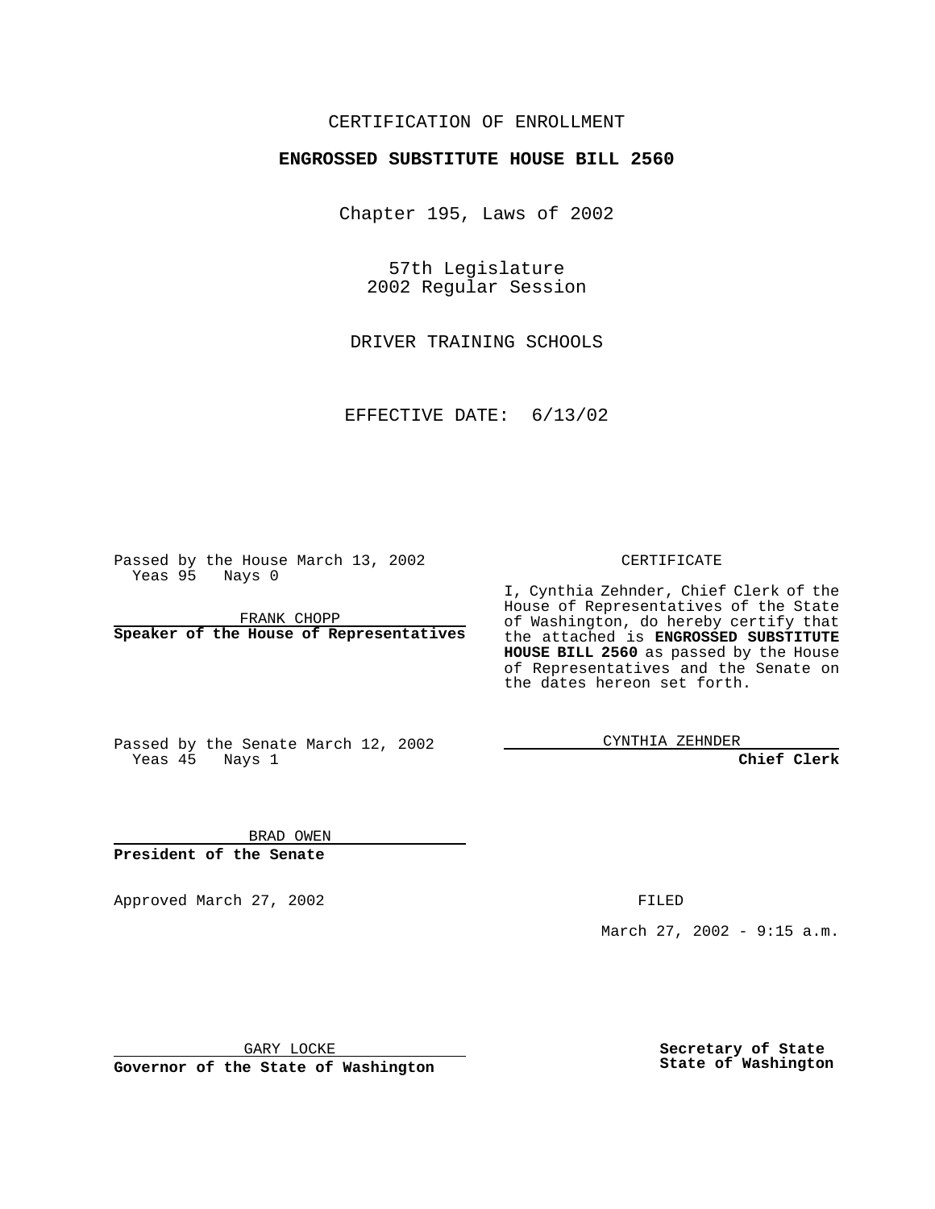CERTIFICATION OF ENROLLMENT

**ENGROSSED SUBSTITUTE HOUSE BILL 2560**

Chapter 195, Laws of 2002

57th Legislature
2002 Regular Session

DRIVER TRAINING SCHOOLS

EFFECTIVE DATE: 6/13/02

Passed by the House March 13, 2002
Yeas 95 Nays 0

FRANK CHOPP
**Speaker of the House of Representatives**

Passed by the Senate March 12, 2002
Yeas 45 Nays 1

BRAD OWEN
**President of the Senate**

CERTIFICATE

I, Cynthia Zehnder, Chief Clerk of the House of Representatives of the State of Washington, do hereby certify that the attached is **ENGROSSED SUBSTITUTE HOUSE BILL 2560** as passed by the House of Representatives and the Senate on the dates hereon set forth.

CYNTHIA ZEHNDER
**Chief Clerk**

Approved March 27, 2002

FILED

March 27, 2002 - 9:15 a.m.

GARY LOCKE
**Governor of the State of Washington**

**Secretary of State**
**State of Washington**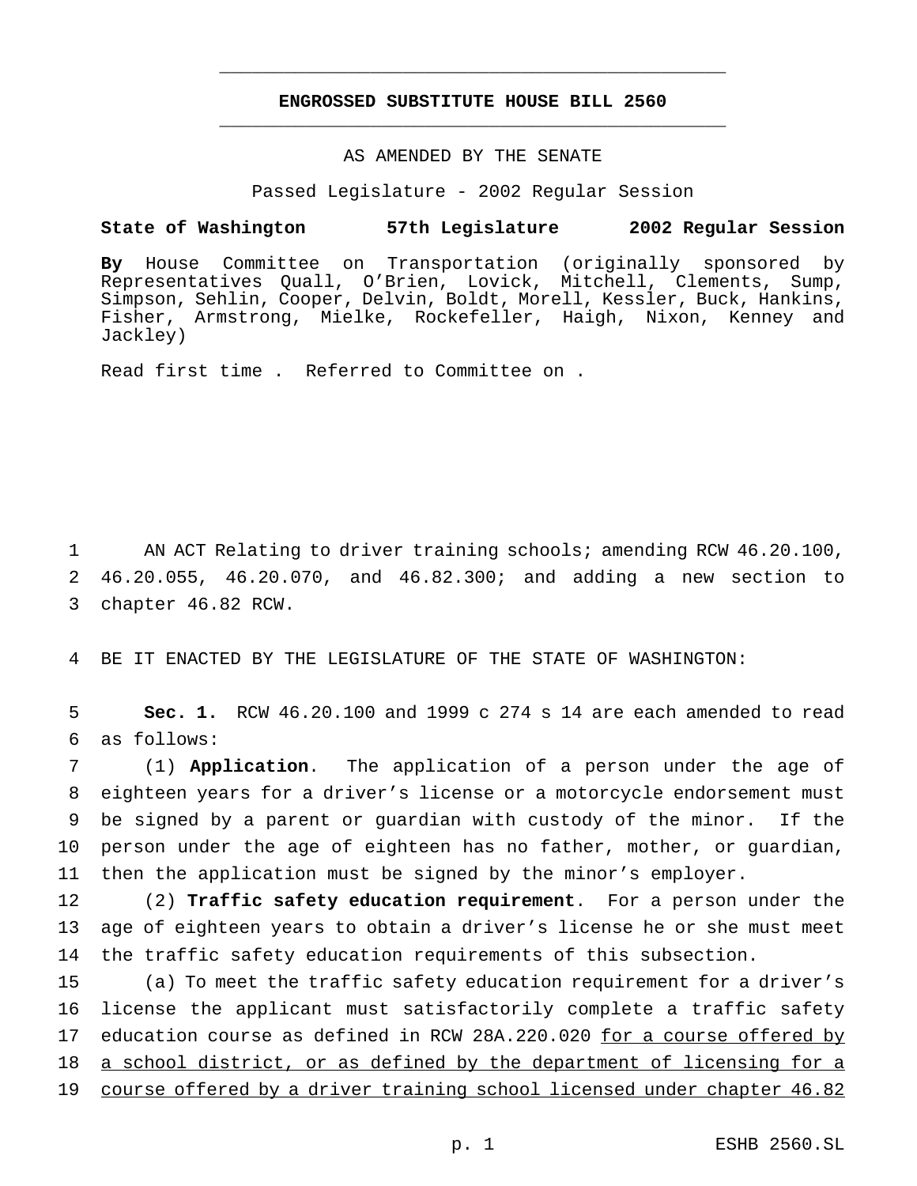# ENGROSSED SUBSTITUTE HOUSE BILL 2560

AS AMENDED BY THE SENATE

Passed Legislature - 2002 Regular Session

**State of Washington 57th Legislature 2002 Regular Session**

**By** House Committee on Transportation (originally sponsored by Representatives Quall, O'Brien, Lovick, Mitchell, Clements, Sump, Simpson, Sehlin, Cooper, Delvin, Boldt, Morell, Kessler, Buck, Hankins, Fisher, Armstrong, Mielke, Rockefeller, Haigh, Nixon, Kenney and Jackley)

Read first time . Referred to Committee on .

AN ACT Relating to driver training schools; amending RCW 46.20.100, 46.20.055, 46.20.070, and 46.82.300; and adding a new section to chapter 46.82 RCW.

BE IT ENACTED BY THE LEGISLATURE OF THE STATE OF WASHINGTON:

**Sec. 1.** RCW 46.20.100 and 1999 c 274 s 14 are each amended to read as follows:

(1) **Application**. The application of a person under the age of eighteen years for a driver's license or a motorcycle endorsement must be signed by a parent or guardian with custody of the minor. If the person under the age of eighteen has no father, mother, or guardian, then the application must be signed by the minor's employer.

(2) **Traffic safety education requirement**. For a person under the age of eighteen years to obtain a driver's license he or she must meet the traffic safety education requirements of this subsection.

(a) To meet the traffic safety education requirement for a driver's license the applicant must satisfactorily complete a traffic safety education course as defined in RCW 28A.220.020 <u>for a course offered by a school district, or as defined by the department of licensing for a course offered by a driver training school licensed under chapter 46.82</u>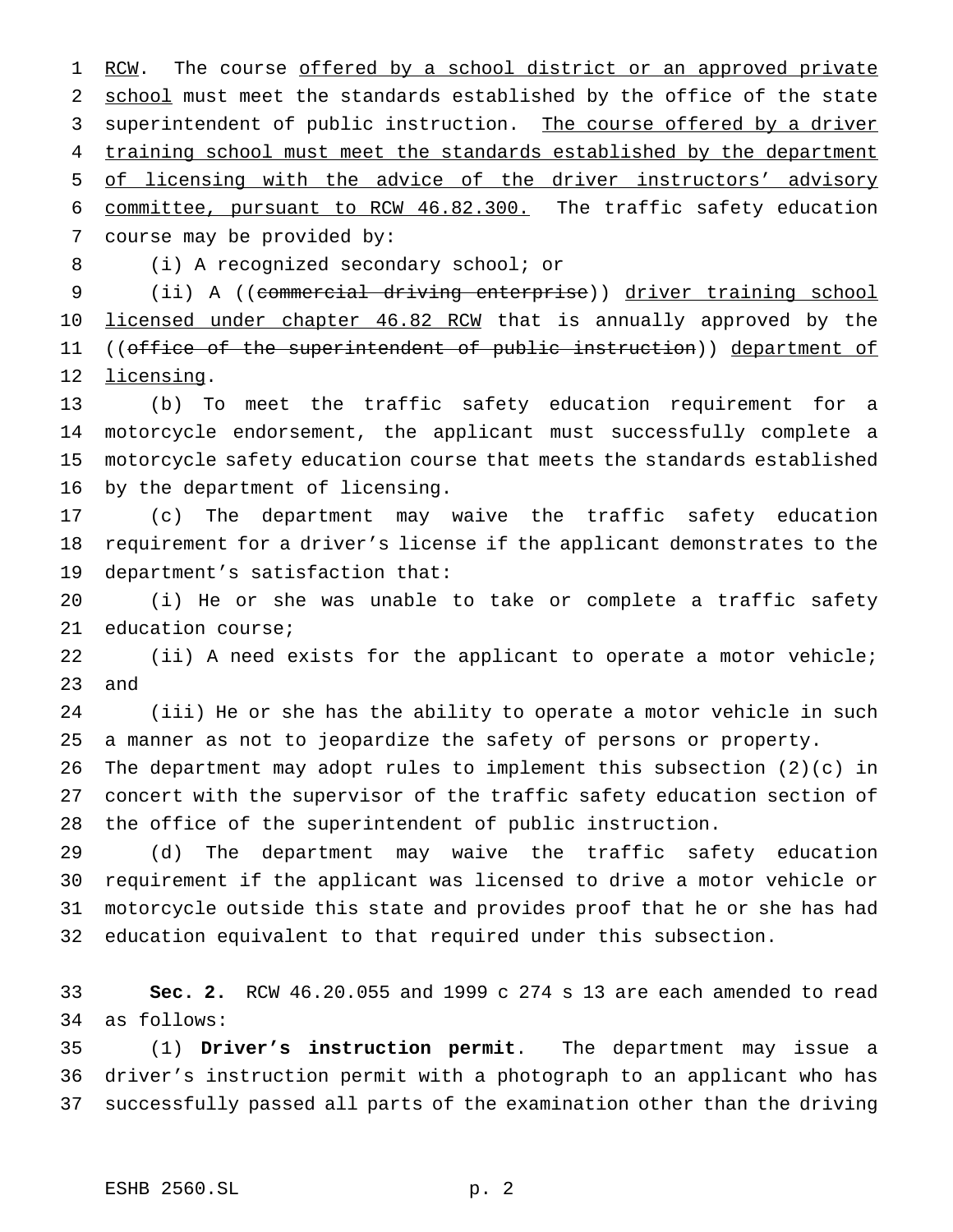RCW. The course offered by a school district or an approved private school must meet the standards established by the office of the state superintendent of public instruction. The course offered by a driver training school must meet the standards established by the department of licensing with the advice of the driver instructors' advisory committee, pursuant to RCW 46.82.300. The traffic safety education course may be provided by:

(i) A recognized secondary school; or

(ii) A ((~~commercial driving enterprise~~)) driver training school licensed under chapter 46.82 RCW that is annually approved by the ((~~office of the superintendent of public instruction~~)) department of licensing.

(b) To meet the traffic safety education requirement for a motorcycle endorsement, the applicant must successfully complete a motorcycle safety education course that meets the standards established by the department of licensing.

(c) The department may waive the traffic safety education requirement for a driver's license if the applicant demonstrates to the department's satisfaction that:

(i) He or she was unable to take or complete a traffic safety education course;

(ii) A need exists for the applicant to operate a motor vehicle; and

(iii) He or she has the ability to operate a motor vehicle in such a manner as not to jeopardize the safety of persons or property.

The department may adopt rules to implement this subsection (2)(c) in concert with the supervisor of the traffic safety education section of the office of the superintendent of public instruction.

(d) The department may waive the traffic safety education requirement if the applicant was licensed to drive a motor vehicle or motorcycle outside this state and provides proof that he or she has had education equivalent to that required under this subsection.

**Sec. 2.** RCW 46.20.055 and 1999 c 274 s 13 are each amended to read as follows:

(1) **Driver's instruction permit**. The department may issue a driver's instruction permit with a photograph to an applicant who has successfully passed all parts of the examination other than the driving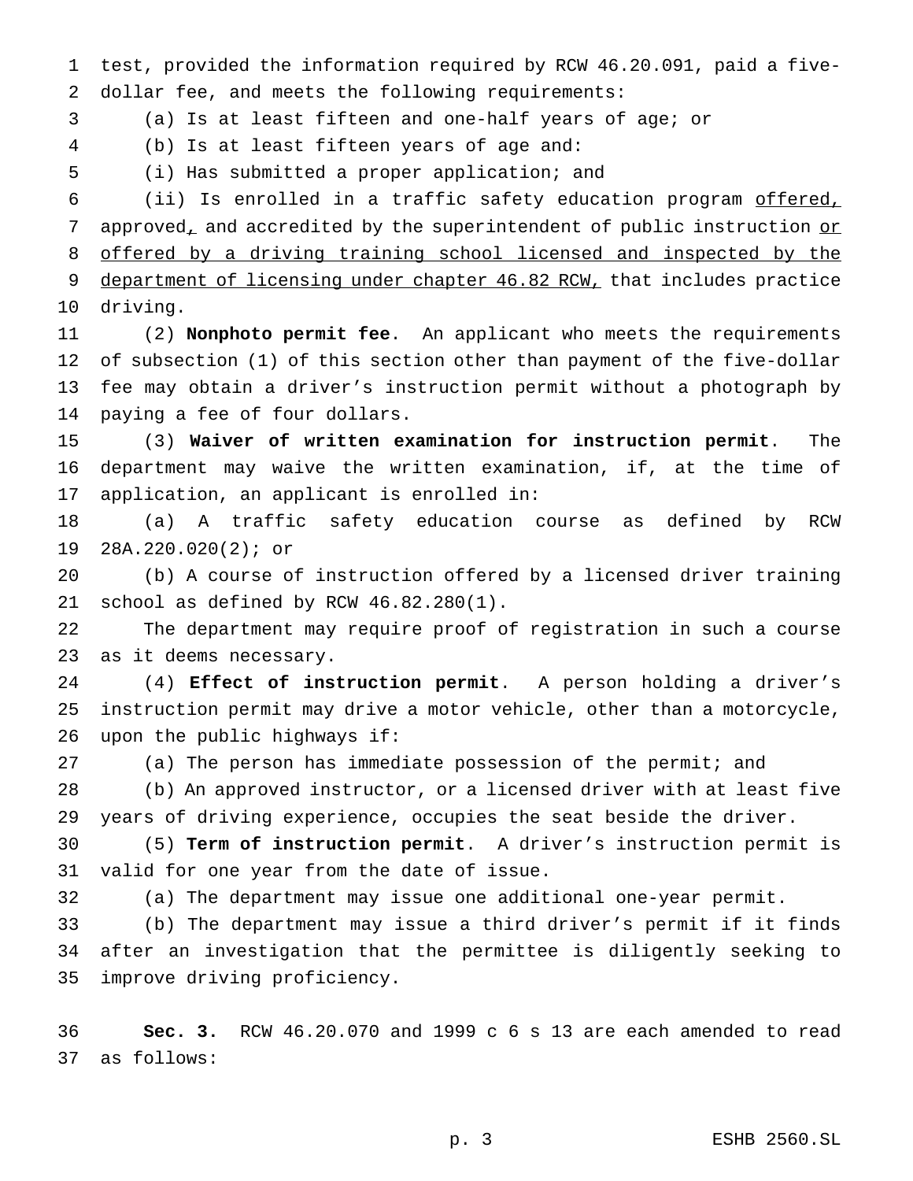test, provided the information required by RCW 46.20.091, paid a five-dollar fee, and meets the following requirements:

(a) Is at least fifteen and one-half years of age; or

(b) Is at least fifteen years of age and:

(i) Has submitted a proper application; and

(ii) Is enrolled in a traffic safety education program <u>offered,</u> approved<u>,</u> and accredited by the superintendent of public instruction <u>or offered by a driving training school licensed and inspected by the department of licensing under chapter 46.82 RCW,</u> that includes practice driving.

(2) **Nonphoto permit fee**. An applicant who meets the requirements of subsection (1) of this section other than payment of the five-dollar fee may obtain a driver's instruction permit without a photograph by paying a fee of four dollars.

(3) **Waiver of written examination for instruction permit**. The department may waive the written examination, if, at the time of application, an applicant is enrolled in:

(a) A traffic safety education course as defined by RCW 28A.220.020(2); or

(b) A course of instruction offered by a licensed driver training school as defined by RCW 46.82.280(1).

The department may require proof of registration in such a course as it deems necessary.

(4) **Effect of instruction permit**. A person holding a driver's instruction permit may drive a motor vehicle, other than a motorcycle, upon the public highways if:

(a) The person has immediate possession of the permit; and

(b) An approved instructor, or a licensed driver with at least five years of driving experience, occupies the seat beside the driver.

(5) **Term of instruction permit**. A driver's instruction permit is valid for one year from the date of issue.

(a) The department may issue one additional one-year permit.

(b) The department may issue a third driver's permit if it finds after an investigation that the permittee is diligently seeking to improve driving proficiency.

**Sec. 3.** RCW 46.20.070 and 1999 c 6 s 13 are each amended to read as follows: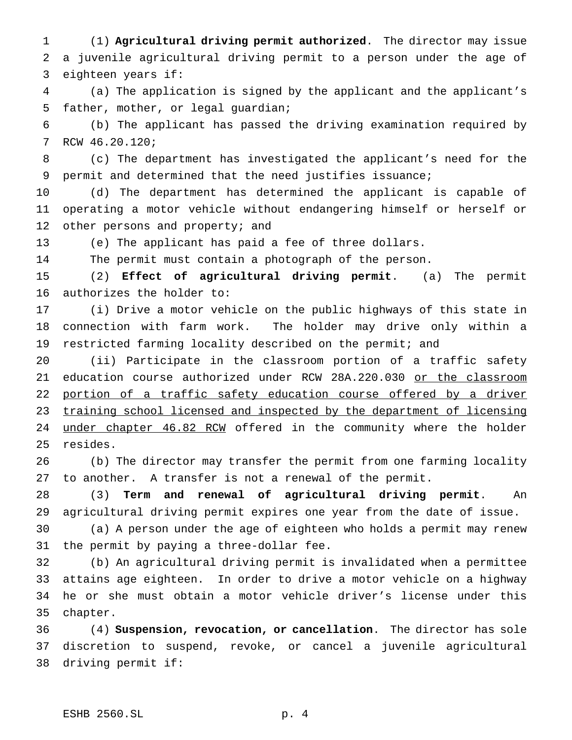(1) **Agricultural driving permit authorized**. The director may issue a juvenile agricultural driving permit to a person under the age of eighteen years if:

(a) The application is signed by the applicant and the applicant's father, mother, or legal guardian;

(b) The applicant has passed the driving examination required by RCW 46.20.120;

(c) The department has investigated the applicant's need for the permit and determined that the need justifies issuance;

(d) The department has determined the applicant is capable of operating a motor vehicle without endangering himself or herself or other persons and property; and

(e) The applicant has paid a fee of three dollars.

The permit must contain a photograph of the person.

(2) **Effect of agricultural driving permit**. (a) The permit authorizes the holder to:

(i) Drive a motor vehicle on the public highways of this state in connection with farm work. The holder may drive only within a restricted farming locality described on the permit; and

(ii) Participate in the classroom portion of a traffic safety education course authorized under RCW 28A.220.030 <u>or the classroom portion of a traffic safety education course offered by a driver training school licensed and inspected by the department of licensing under chapter 46.82 RCW</u> offered in the community where the holder resides.

(b) The director may transfer the permit from one farming locality to another. A transfer is not a renewal of the permit.

(3) **Term and renewal of agricultural driving permit**. An agricultural driving permit expires one year from the date of issue.

(a) A person under the age of eighteen who holds a permit may renew the permit by paying a three-dollar fee.

(b) An agricultural driving permit is invalidated when a permittee attains age eighteen. In order to drive a motor vehicle on a highway he or she must obtain a motor vehicle driver's license under this chapter.

(4) **Suspension, revocation, or cancellation**. The director has sole discretion to suspend, revoke, or cancel a juvenile agricultural driving permit if: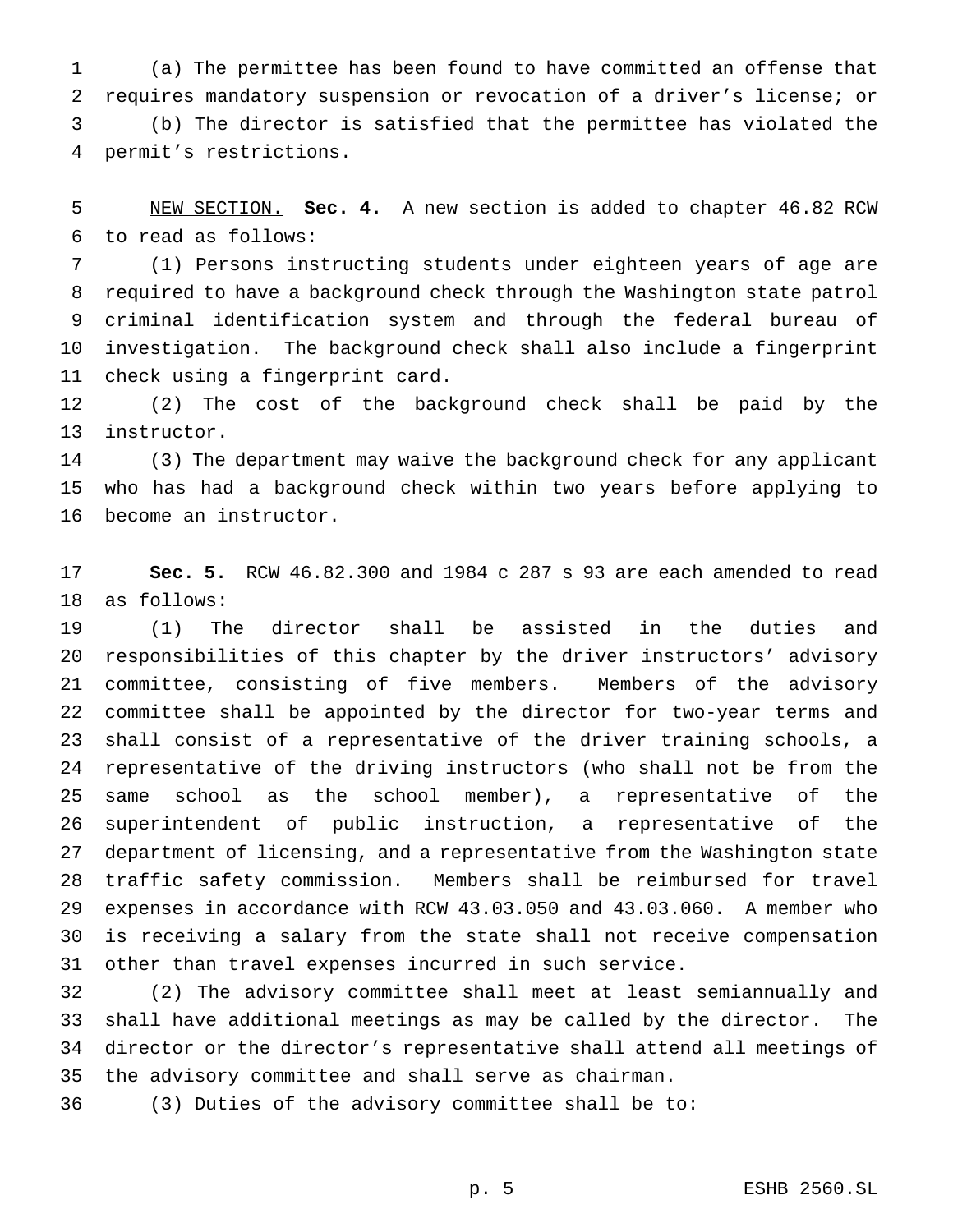(a) The permittee has been found to have committed an offense that requires mandatory suspension or revocation of a driver's license; or

(b) The director is satisfied that the permittee has violated the permit's restrictions.

NEW SECTION. **Sec. 4.** A new section is added to chapter 46.82 RCW to read as follows:

(1) Persons instructing students under eighteen years of age are required to have a background check through the Washington state patrol criminal identification system and through the federal bureau of investigation. The background check shall also include a fingerprint check using a fingerprint card.

(2) The cost of the background check shall be paid by the instructor.

(3) The department may waive the background check for any applicant who has had a background check within two years before applying to become an instructor.

**Sec. 5.** RCW 46.82.300 and 1984 c 287 s 93 are each amended to read as follows:

(1) The director shall be assisted in the duties and responsibilities of this chapter by the driver instructors' advisory committee, consisting of five members. Members of the advisory committee shall be appointed by the director for two-year terms and shall consist of a representative of the driver training schools, a representative of the driving instructors (who shall not be from the same school as the school member), a representative of the superintendent of public instruction, a representative of the department of licensing, and a representative from the Washington state traffic safety commission. Members shall be reimbursed for travel expenses in accordance with RCW 43.03.050 and 43.03.060. A member who is receiving a salary from the state shall not receive compensation other than travel expenses incurred in such service.

(2) The advisory committee shall meet at least semiannually and shall have additional meetings as may be called by the director. The director or the director's representative shall attend all meetings of the advisory committee and shall serve as chairman.

(3) Duties of the advisory committee shall be to: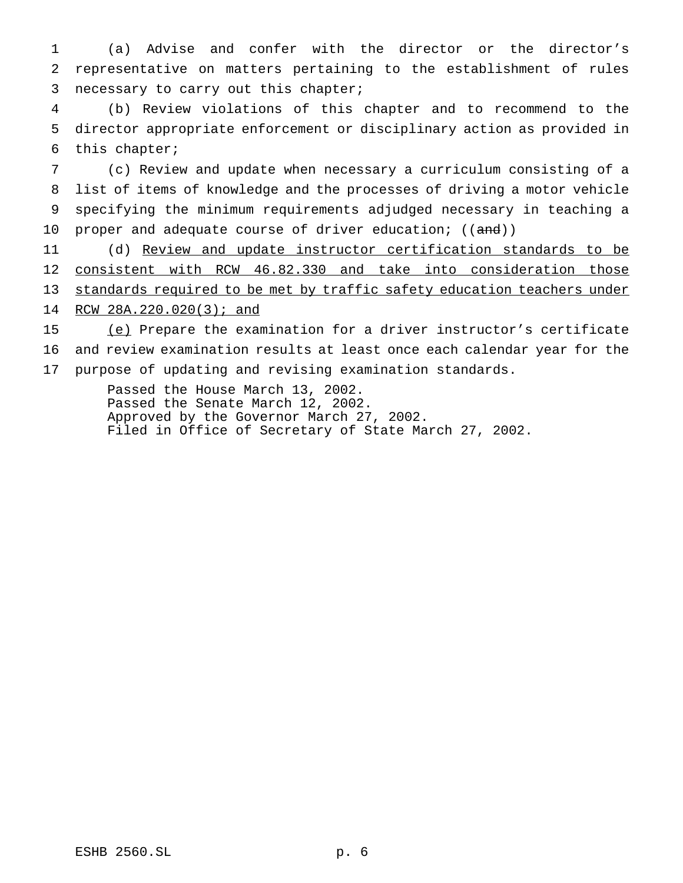(a) Advise and confer with the director or the director's representative on matters pertaining to the establishment of rules necessary to carry out this chapter;

(b) Review violations of this chapter and to recommend to the director appropriate enforcement or disciplinary action as provided in this chapter;

(c) Review and update when necessary a curriculum consisting of a list of items of knowledge and the processes of driving a motor vehicle specifying the minimum requirements adjudged necessary in teaching a proper and adequate course of driver education; ((~~and~~))

(d) Review and update instructor certification standards to be consistent with RCW 46.82.330 and take into consideration those standards required to be met by traffic safety education teachers under RCW 28A.220.020(3); and

(e) Prepare the examination for a driver instructor's certificate and review examination results at least once each calendar year for the purpose of updating and revising examination standards.

Passed the House March 13, 2002.
Passed the Senate March 12, 2002.
Approved by the Governor March 27, 2002.
Filed in Office of Secretary of State March 27, 2002.